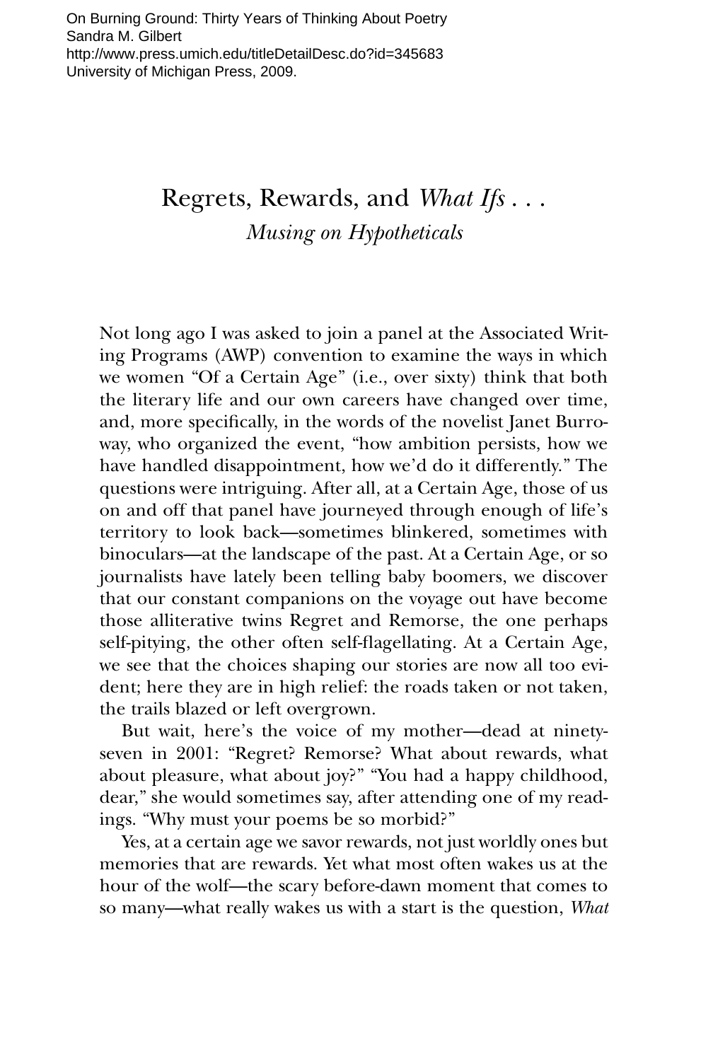On Burning Ground: Thirty Years of Thinking About Poetry
Sandra M. Gilbert
http://www.press.umich.edu/titleDetailDesc.do?id=345683
University of Michigan Press, 2009.

# Regrets, Rewards, and *What Ifs* . . .

## *Musing on Hypotheticals*

Not long ago I was asked to join a panel at the Associated Writing Programs (AWP) convention to examine the ways in which we women "Of a Certain Age" (i.e., over sixty) think that both the literary life and our own careers have changed over time, and, more specifically, in the words of the novelist Janet Burroway, who organized the event, "how ambition persists, how we have handled disappointment, how we'd do it differently." The questions were intriguing. After all, at a Certain Age, those of us on and off that panel have journeyed through enough of life's territory to look back—sometimes blinkered, sometimes with binoculars—at the landscape of the past. At a Certain Age, or so journalists have lately been telling baby boomers, we discover that our constant companions on the voyage out have become those alliterative twins Regret and Remorse, the one perhaps self-pitying, the other often self-flagellating. At a Certain Age, we see that the choices shaping our stories are now all too evident; here they are in high relief: the roads taken or not taken, the trails blazed or left overgrown.

But wait, here's the voice of my mother—dead at ninety-seven in 2001: "Regret? Remorse? What about rewards, what about pleasure, what about joy?" "You had a happy childhood, dear," she would sometimes say, after attending one of my readings. "Why must your poems be so morbid?"

Yes, at a certain age we savor rewards, not just worldly ones but memories that are rewards. Yet what most often wakes us at the hour of the wolf—the scary before-dawn moment that comes to so many—what really wakes us with a start is the question, *What*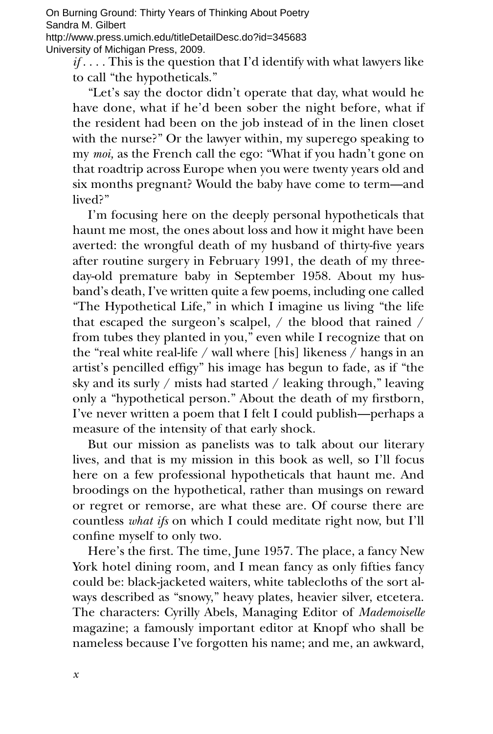*if* . . . . This is the question that I'd identify with what lawyers like to call "the hypotheticals."

"Let's say the doctor didn't operate that day, what would he have done, what if he'd been sober the night before, what if the resident had been on the job instead of in the linen closet with the nurse?" Or the lawyer within, my superego speaking to my *moi,* as the French call the ego: "What if you hadn't gone on that roadtrip across Europe when you were twenty years old and six months pregnant? Would the baby have come to term—and lived?"

I'm focusing here on the deeply personal hypotheticals that haunt me most, the ones about loss and how it might have been averted: the wrongful death of my husband of thirty-five years after routine surgery in February 1991, the death of my three-day-old premature baby in September 1958. About my husband's death, I've written quite a few poems, including one called "The Hypothetical Life," in which I imagine us living "the life that escaped the surgeon's scalpel, / the blood that rained / from tubes they planted in you," even while I recognize that on the "real white real-life / wall where [his] likeness / hangs in an artist's pencilled effigy" his image has begun to fade, as if "the sky and its surly / mists had started / leaking through," leaving only a "hypothetical person." About the death of my firstborn, I've never written a poem that I felt I could publish—perhaps a measure of the intensity of that early shock.

But our mission as panelists was to talk about our literary lives, and that is my mission in this book as well, so I'll focus here on a few professional hypotheticals that haunt me. And broodings on the hypothetical, rather than musings on reward or regret or remorse, are what these are. Of course there are countless *what ifs* on which I could meditate right now, but I'll confine myself to only two.

Here's the first. The time, June 1957. The place, a fancy New York hotel dining room, and I mean fancy as only fifties fancy could be: black-jacketed waiters, white tablecloths of the sort always described as "snowy," heavy plates, heavier silver, etcetera. The characters: Cyrilly Abels, Managing Editor of *Mademoiselle* magazine; a famously important editor at Knopf who shall be nameless because I've forgotten his name; and me, an awkward,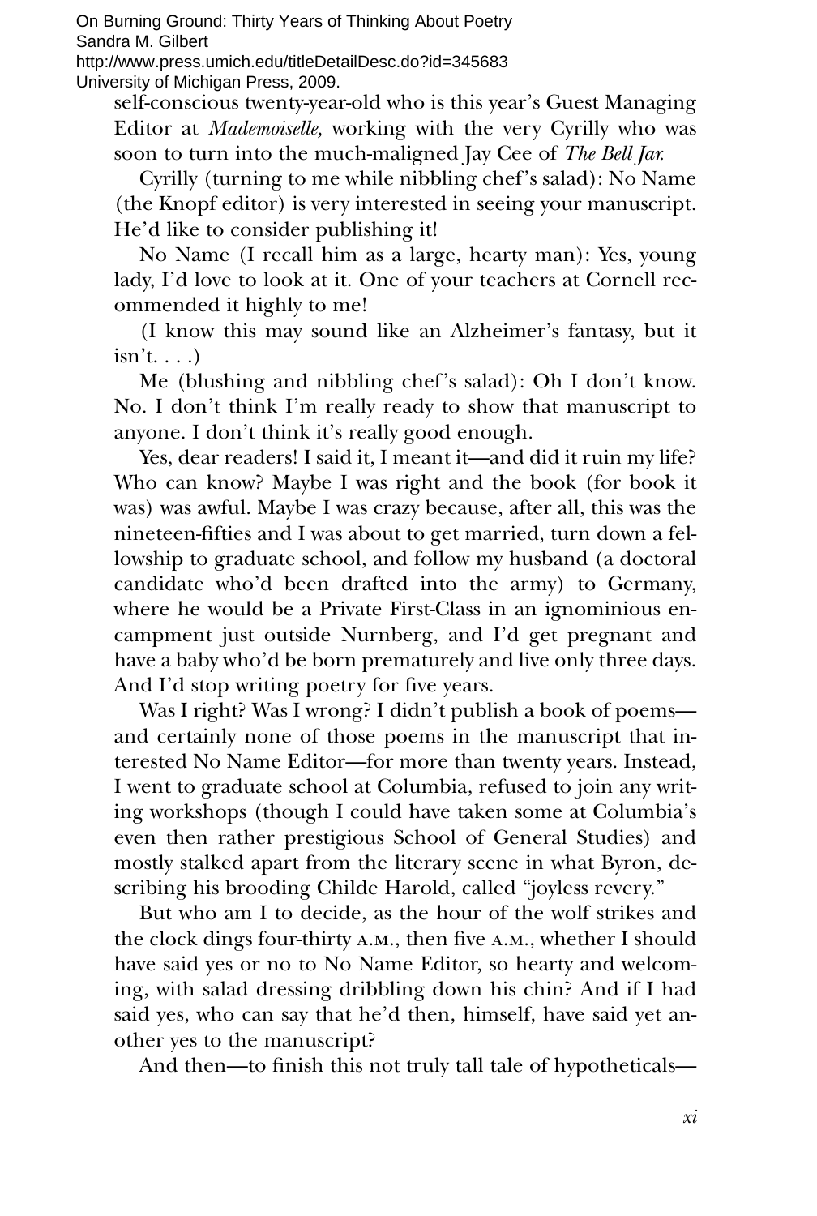self-conscious twenty-year-old who is this year's Guest Managing Editor at *Mademoiselle,* working with the very Cyrilly who was soon to turn into the much-maligned Jay Cee of *The Bell Jar.*

Cyrilly (turning to me while nibbling chef's salad): No Name (the Knopf editor) is very interested in seeing your manuscript. He'd like to consider publishing it!

No Name (I recall him as a large, hearty man): Yes, young lady, I'd love to look at it. One of your teachers at Cornell recommended it highly to me!

(I know this may sound like an Alzheimer's fantasy, but it isn't. . . .)

Me (blushing and nibbling chef's salad): Oh I don't know. No. I don't think I'm really ready to show that manuscript to anyone. I don't think it's really good enough.

Yes, dear readers! I said it, I meant it—and did it ruin my life? Who can know? Maybe I was right and the book (for book it was) was awful. Maybe I was crazy because, after all, this was the nineteen-fifties and I was about to get married, turn down a fellowship to graduate school, and follow my husband (a doctoral candidate who'd been drafted into the army) to Germany, where he would be a Private First-Class in an ignominious encampment just outside Nurnberg, and I'd get pregnant and have a baby who'd be born prematurely and live only three days. And I'd stop writing poetry for five years.

Was I right? Was I wrong? I didn't publish a book of poems—and certainly none of those poems in the manuscript that interested No Name Editor—for more than twenty years. Instead, I went to graduate school at Columbia, refused to join any writing workshops (though I could have taken some at Columbia's even then rather prestigious School of General Studies) and mostly stalked apart from the literary scene in what Byron, describing his brooding Childe Harold, called "joyless revery."

But who am I to decide, as the hour of the wolf strikes and the clock dings four-thirty A.M., then five A.M., whether I should have said yes or no to No Name Editor, so hearty and welcoming, with salad dressing dribbling down his chin? And if I had said yes, who can say that he'd then, himself, have said yet another yes to the manuscript?

And then—to finish this not truly tall tale of hypotheticals—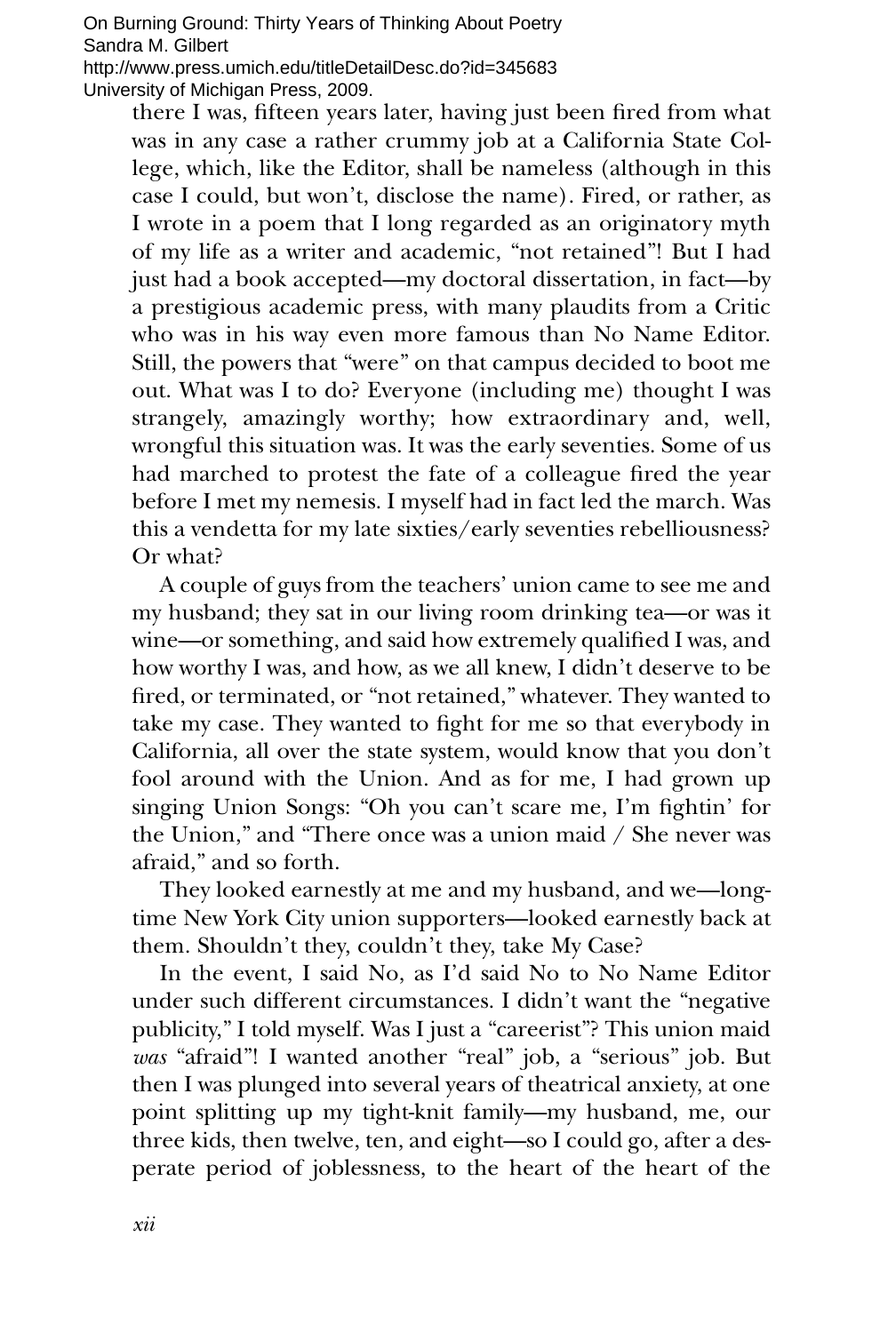there I was, fifteen years later, having just been fired from what was in any case a rather crummy job at a California State College, which, like the Editor, shall be nameless (although in this case I could, but won't, disclose the name). Fired, or rather, as I wrote in a poem that I long regarded as an originatory myth of my life as a writer and academic, "not retained"! But I had just had a book accepted—my doctoral dissertation, in fact—by a prestigious academic press, with many plaudits from a Critic who was in his way even more famous than No Name Editor. Still, the powers that "were" on that campus decided to boot me out. What was I to do? Everyone (including me) thought I was strangely, amazingly worthy; how extraordinary and, well, wrongful this situation was. It was the early seventies. Some of us had marched to protest the fate of a colleague fired the year before I met my nemesis. I myself had in fact led the march. Was this a vendetta for my late sixties/early seventies rebelliousness? Or what?

A couple of guys from the teachers' union came to see me and my husband; they sat in our living room drinking tea—or was it wine—or something, and said how extremely qualified I was, and how worthy I was, and how, as we all knew, I didn't deserve to be fired, or terminated, or "not retained," whatever. They wanted to take my case. They wanted to fight for me so that everybody in California, all over the state system, would know that you don't fool around with the Union. And as for me, I had grown up singing Union Songs: "Oh you can't scare me, I'm fightin' for the Union," and "There once was a union maid / She never was afraid," and so forth.

They looked earnestly at me and my husband, and we—longtime New York City union supporters—looked earnestly back at them. Shouldn't they, couldn't they, take My Case?

In the event, I said No, as I'd said No to No Name Editor under such different circumstances. I didn't want the "negative publicity," I told myself. Was I just a "careerist"? This union maid *was* "afraid"! I wanted another "real" job, a "serious" job. But then I was plunged into several years of theatrical anxiety, at one point splitting up my tight-knit family—my husband, me, our three kids, then twelve, ten, and eight—so I could go, after a desperate period of joblessness, to the heart of the heart of the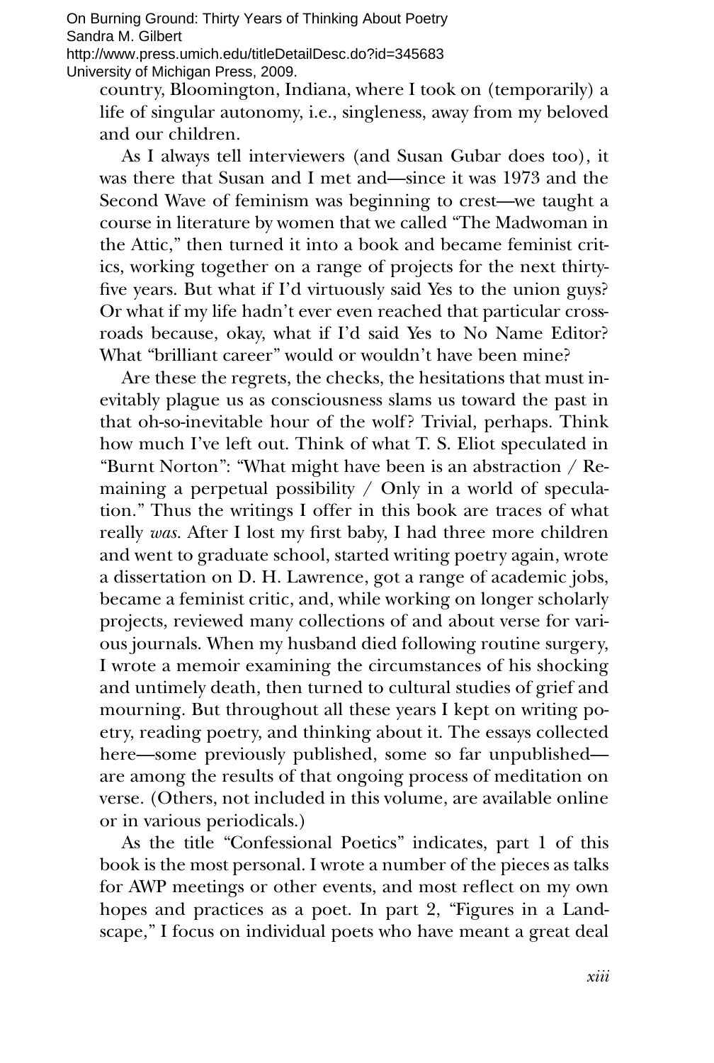country, Bloomington, Indiana, where I took on (temporarily) a life of singular autonomy, i.e., singleness, away from my beloved and our children.

As I always tell interviewers (and Susan Gubar does too), it was there that Susan and I met and—since it was 1973 and the Second Wave of feminism was beginning to crest—we taught a course in literature by women that we called "The Madwoman in the Attic," then turned it into a book and became feminist critics, working together on a range of projects for the next thirty-five years. But what if I'd virtuously said Yes to the union guys? Or what if my life hadn't ever even reached that particular crossroads because, okay, what if I'd said Yes to No Name Editor? What "brilliant career" would or wouldn't have been mine?

Are these the regrets, the checks, the hesitations that must inevitably plague us as consciousness slams us toward the past in that oh-so-inevitable hour of the wolf? Trivial, perhaps. Think how much I've left out. Think of what T. S. Eliot speculated in "Burnt Norton": "What might have been is an abstraction / Remaining a perpetual possibility / Only in a world of speculation." Thus the writings I offer in this book are traces of what really *was.* After I lost my first baby, I had three more children and went to graduate school, started writing poetry again, wrote a dissertation on D. H. Lawrence, got a range of academic jobs, became a feminist critic, and, while working on longer scholarly projects, reviewed many collections of and about verse for various journals. When my husband died following routine surgery, I wrote a memoir examining the circumstances of his shocking and untimely death, then turned to cultural studies of grief and mourning. But throughout all these years I kept on writing poetry, reading poetry, and thinking about it. The essays collected here—some previously published, some so far unpublished—are among the results of that ongoing process of meditation on verse. (Others, not included in this volume, are available online or in various periodicals.)

As the title "Confessional Poetics" indicates, part 1 of this book is the most personal. I wrote a number of the pieces as talks for AWP meetings or other events, and most reflect on my own hopes and practices as a poet. In part 2, "Figures in a Landscape," I focus on individual poets who have meant a great deal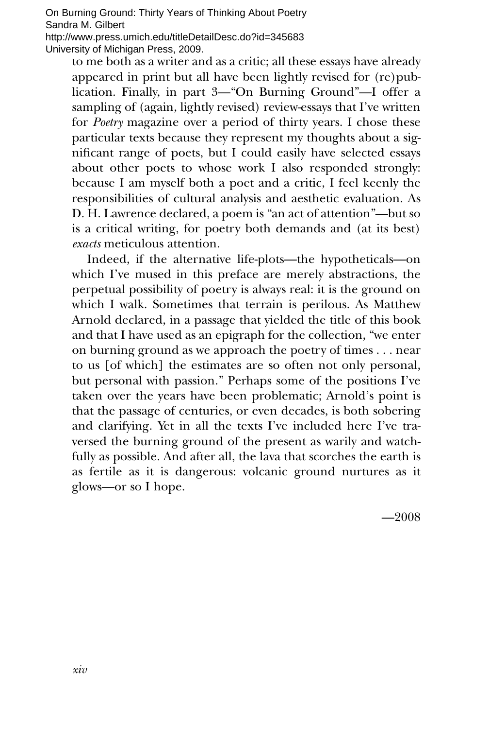to me both as a writer and as a critic; all these essays have already appeared in print but all have been lightly revised for (re)publication. Finally, in part 3—"On Burning Ground"—I offer a sampling of (again, lightly revised) review-essays that I've written for *Poetry* magazine over a period of thirty years. I chose these particular texts because they represent my thoughts about a significant range of poets, but I could easily have selected essays about other poets to whose work I also responded strongly: because I am myself both a poet and a critic, I feel keenly the responsibilities of cultural analysis and aesthetic evaluation. As D. H. Lawrence declared, a poem is "an act of attention"—but so is a critical writing, for poetry both demands and (at its best) *exacts* meticulous attention.

Indeed, if the alternative life-plots—the hypotheticals—on which I've mused in this preface are merely abstractions, the perpetual possibility of poetry is always real: it is the ground on which I walk. Sometimes that terrain is perilous. As Matthew Arnold declared, in a passage that yielded the title of this book and that I have used as an epigraph for the collection, "we enter on burning ground as we approach the poetry of times . . . near to us [of which] the estimates are so often not only personal, but personal with passion." Perhaps some of the positions I've taken over the years have been problematic; Arnold's point is that the passage of centuries, or even decades, is both sobering and clarifying. Yet in all the texts I've included here I've traversed the burning ground of the present as warily and watchfully as possible. And after all, the lava that scorches the earth is as fertile as it is dangerous: volcanic ground nurtures as it glows—or so I hope.

—2008